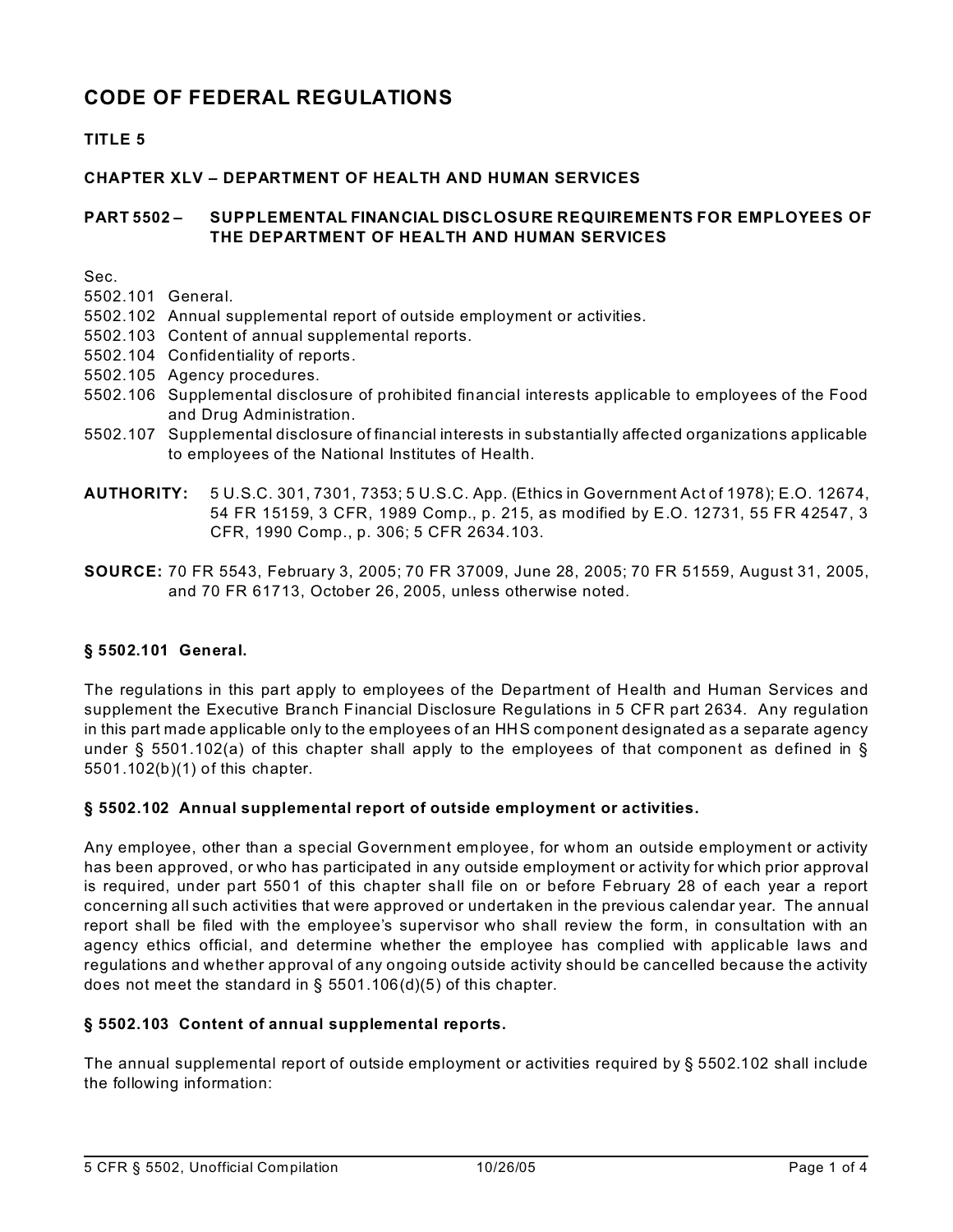# CODE OF FEDERAL REGULATIONS

## TITLE 5

## CHAPTER XLV – DEPARTMENT OF HEALTH AND HUMAN SERVICES

## PART 5502 – SUPPLEMENTAL FINANCIAL DISCLOSURE REQUIREMENTS FOR EMPLOYEES OF THE DEPARTMENT OF HEALTH AND HUMAN SERVICES

Sec.
5502.101 General.
5502.102 Annual supplemental report of outside employment or activities.
5502.103 Content of annual supplemental reports.
5502.104 Confidentiality of reports.
5502.105 Agency procedures.
5502.106 Supplemental disclosure of prohibited financial interests applicable to employees of the Food and Drug Administration.
5502.107 Supplemental disclosure of financial interests in substantially affected organizations applicable to employees of the National Institutes of Health.

**AUTHORITY:** 5 U.S.C. 301, 7301, 7353; 5 U.S.C. App. (Ethics in Government Act of 1978); E.O. 12674, 54 FR 15159, 3 CFR, 1989 Comp., p. 215, as modified by E.O. 12731, 55 FR 42547, 3 CFR, 1990 Comp., p. 306; 5 CFR 2634.103.

**SOURCE:** 70 FR 5543, February 3, 2005; 70 FR 37009, June 28, 2005; 70 FR 51559, August 31, 2005, and 70 FR 61713, October 26, 2005, unless otherwise noted.

### § 5502.101 General.

The regulations in this part apply to employees of the Department of Health and Human Services and supplement the Executive Branch Financial Disclosure Regulations in 5 CFR part 2634. Any regulation in this part made applicable only to the employees of an HHS component designated as a separate agency under § 5501.102(a) of this chapter shall apply to the employees of that component as defined in § 5501.102(b)(1) of this chapter.

### § 5502.102 Annual supplemental report of outside employment or activities.

Any employee, other than a special Government employee, for whom an outside employment or activity has been approved, or who has participated in any outside employment or activity for which prior approval is required, under part 5501 of this chapter shall file on or before February 28 of each year a report concerning all such activities that were approved or undertaken in the previous calendar year. The annual report shall be filed with the employee's supervisor who shall review the form, in consultation with an agency ethics official, and determine whether the employee has complied with applicable laws and regulations and whether approval of any ongoing outside activity should be cancelled because the activity does not meet the standard in § 5501.106(d)(5) of this chapter.

### § 5502.103 Content of annual supplemental reports.

The annual supplemental report of outside employment or activities required by § 5502.102 shall include the following information: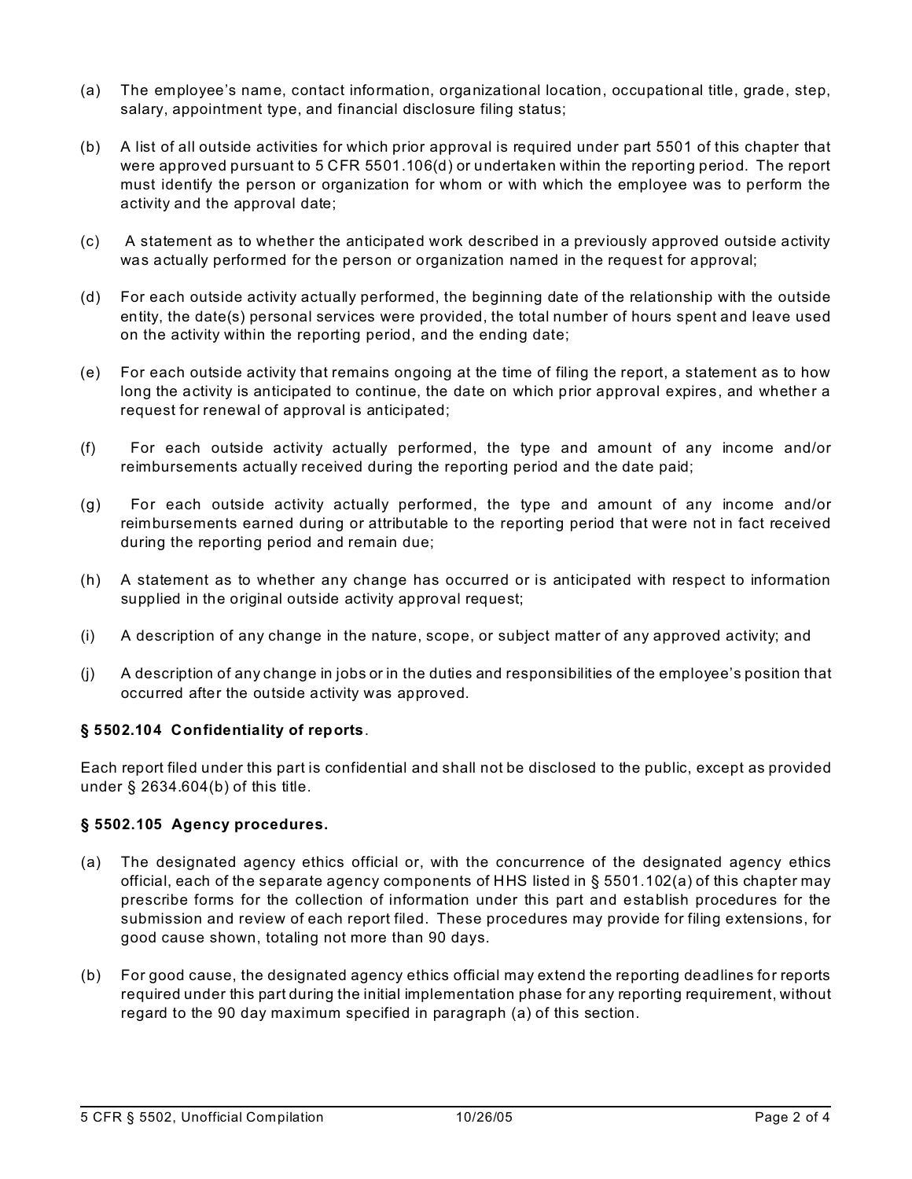(a) The employee's name, contact information, organizational location, occupational title, grade, step, salary, appointment type, and financial disclosure filing status;

(b) A list of all outside activities for which prior approval is required under part 5501 of this chapter that were approved pursuant to 5 CFR 5501.106(d) or undertaken within the reporting period. The report must identify the person or organization for whom or with which the employee was to perform the activity and the approval date;

(c) A statement as to whether the anticipated work described in a previously approved outside activity was actually performed for the person or organization named in the request for approval;

(d) For each outside activity actually performed, the beginning date of the relationship with the outside entity, the date(s) personal services were provided, the total number of hours spent and leave used on the activity within the reporting period, and the ending date;

(e) For each outside activity that remains ongoing at the time of filing the report, a statement as to how long the activity is anticipated to continue, the date on which prior approval expires, and whether a request for renewal of approval is anticipated;

(f) For each outside activity actually performed, the type and amount of any income and/or reimbursements actually received during the reporting period and the date paid;

(g) For each outside activity actually performed, the type and amount of any income and/or reimbursements earned during or attributable to the reporting period that were not in fact received during the reporting period and remain due;

(h) A statement as to whether any change has occurred or is anticipated with respect to information supplied in the original outside activity approval request;

(i) A description of any change in the nature, scope, or subject matter of any approved activity; and

(j) A description of any change in jobs or in the duties and responsibilities of the employee's position that occurred after the outside activity was approved.

**§ 5502.104 Confidentiality of reports**.

Each report filed under this part is confidential and shall not be disclosed to the public, except as provided under § 2634.604(b) of this title.

**§ 5502.105 Agency procedures.**

(a) The designated agency ethics official or, with the concurrence of the designated agency ethics official, each of the separate agency components of HHS listed in § 5501.102(a) of this chapter may prescribe forms for the collection of information under this part and establish procedures for the submission and review of each report filed. These procedures may provide for filing extensions, for good cause shown, totaling not more than 90 days.

(b) For good cause, the designated agency ethics official may extend the reporting deadlines for reports required under this part during the initial implementation phase for any reporting requirement, without regard to the 90 day maximum specified in paragraph (a) of this section.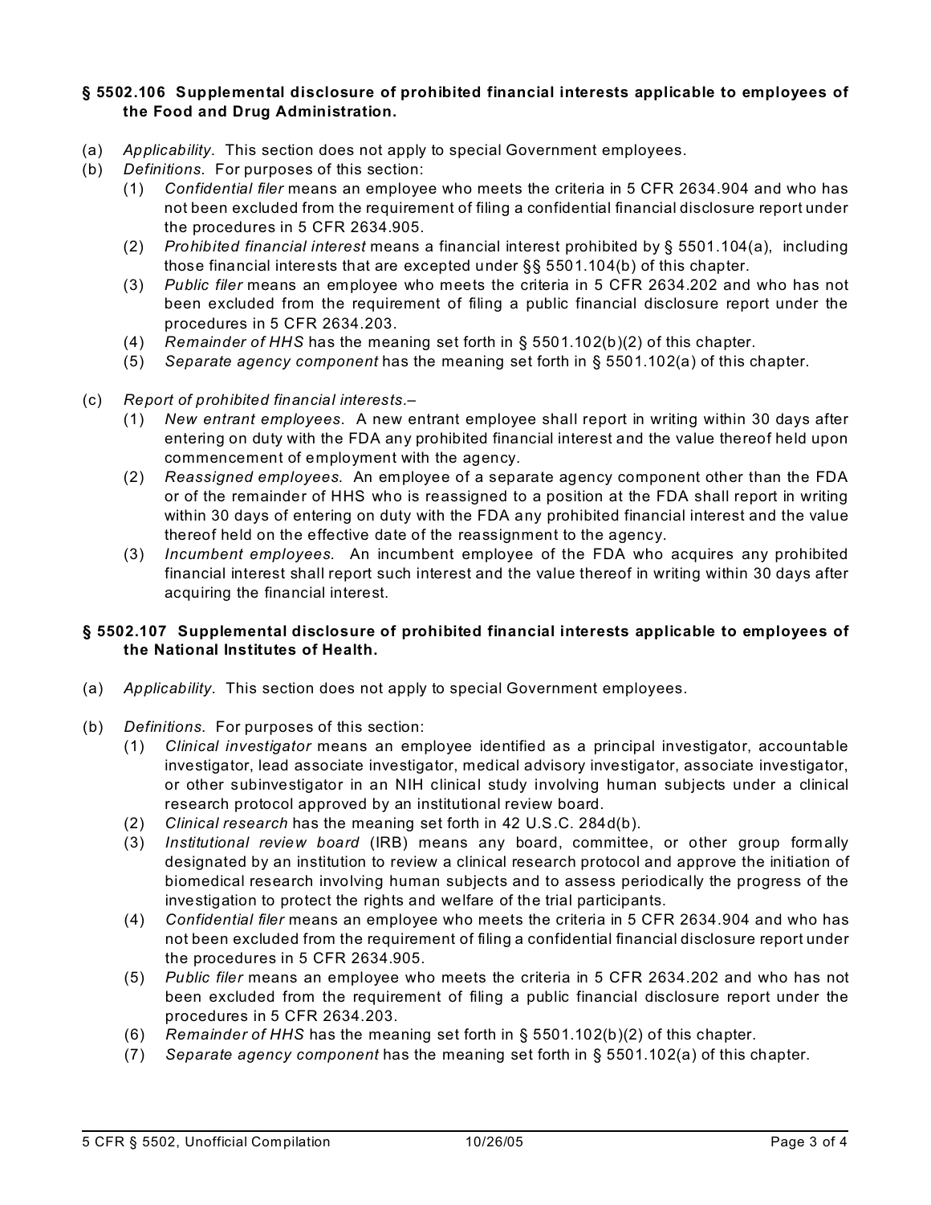## § 5502.106 Supplemental disclosure of prohibited financial interests applicable to employees of the Food and Drug Administration.

(a) *Applicability*. This section does not apply to special Government employees.

(b) *Definitions*. For purposes of this section:

  (1) *Confidential filer* means an employee who meets the criteria in 5 CFR 2634.904 and who has not been excluded from the requirement of filing a confidential financial disclosure report under the procedures in 5 CFR 2634.905.

  (2) *Prohibited financial interest* means a financial interest prohibited by § 5501.104(a), including those financial interests that are excepted under §§ 5501.104(b) of this chapter.

  (3) *Public filer* means an employee who meets the criteria in 5 CFR 2634.202 and who has not been excluded from the requirement of filing a public financial disclosure report under the procedures in 5 CFR 2634.203.

  (4) *Remainder of HHS* has the meaning set forth in § 5501.102(b)(2) of this chapter.

  (5) *Separate agency component* has the meaning set forth in § 5501.102(a) of this chapter.

(c) *Report of prohibited financial interests*.–

  (1) *New entrant employees*. A new entrant employee shall report in writing within 30 days after entering on duty with the FDA any prohibited financial interest and the value thereof held upon commencement of employment with the agency.

  (2) *Reassigned employees*. An employee of a separate agency component other than the FDA or of the remainder of HHS who is reassigned to a position at the FDA shall report in writing within 30 days of entering on duty with the FDA any prohibited financial interest and the value thereof held on the effective date of the reassignment to the agency.

  (3) *Incumbent employees*. An incumbent employee of the FDA who acquires any prohibited financial interest shall report such interest and the value thereof in writing within 30 days after acquiring the financial interest.

## § 5502.107 Supplemental disclosure of prohibited financial interests applicable to employees of the National Institutes of Health.

(a) *Applicability*. This section does not apply to special Government employees.

(b) *Definitions.* For purposes of this section:

  (1) *Clinical investigator* means an employee identified as a principal investigator, accountable investigator, lead associate investigator, medical advisory investigator, associate investigator, or other subinvestigator in an NIH clinical study involving human subjects under a clinical research protocol approved by an institutional review board.

  (2) *Clinical research* has the meaning set forth in 42 U.S.C. 284d(b).

  (3) *Institutional review board* (IRB) means any board, committee, or other group formally designated by an institution to review a clinical research protocol and approve the initiation of biomedical research involving human subjects and to assess periodically the progress of the investigation to protect the rights and welfare of the trial participants.

  (4) *Confidential filer* means an employee who meets the criteria in 5 CFR 2634.904 and who has not been excluded from the requirement of filing a confidential financial disclosure report under the procedures in 5 CFR 2634.905.

  (5) *Public filer* means an employee who meets the criteria in 5 CFR 2634.202 and who has not been excluded from the requirement of filing a public financial disclosure report under the procedures in 5 CFR 2634.203.

  (6) *Remainder of HHS* has the meaning set forth in § 5501.102(b)(2) of this chapter.

  (7) *Separate agency component* has the meaning set forth in § 5501.102(a) of this chapter.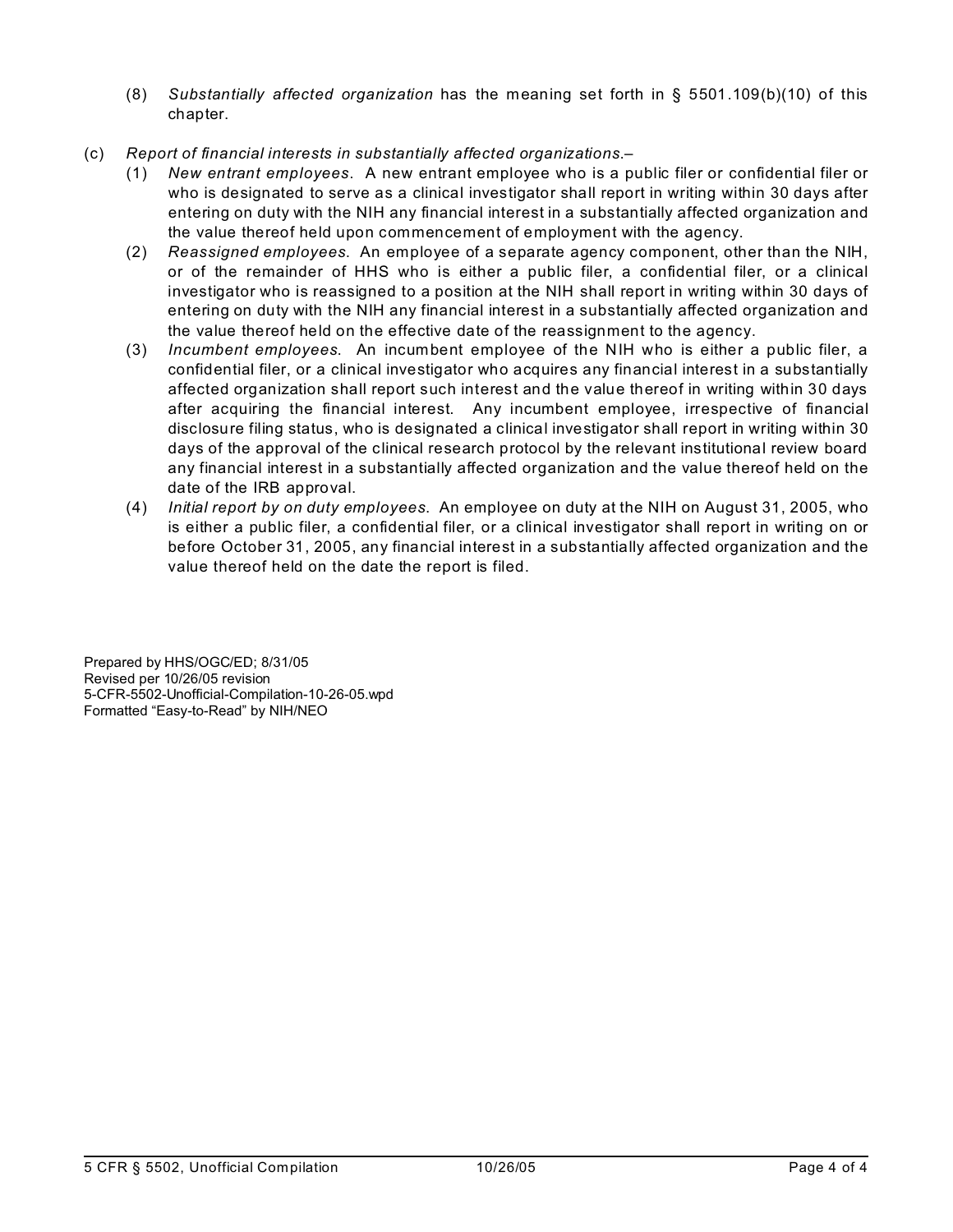(8) *Substantially affected organization* has the meaning set forth in § 5501.109(b)(10) of this chapter.

(c) *Report of financial interests in substantially affected organizations*.–

(1) *New entrant employees*. A new entrant employee who is a public filer or confidential filer or who is designated to serve as a clinical investigator shall report in writing within 30 days after entering on duty with the NIH any financial interest in a substantially affected organization and the value thereof held upon commencement of employment with the agency.

(2) *Reassigned employees*. An employee of a separate agency component, other than the NIH, or of the remainder of HHS who is either a public filer, a confidential filer, or a clinical investigator who is reassigned to a position at the NIH shall report in writing within 30 days of entering on duty with the NIH any financial interest in a substantially affected organization and the value thereof held on the effective date of the reassignment to the agency.

(3) *Incumbent employees*. An incumbent employee of the NIH who is either a public filer, a confidential filer, or a clinical investigator who acquires any financial interest in a substantially affected organization shall report such interest and the value thereof in writing within 30 days after acquiring the financial interest. Any incumbent employee, irrespective of financial disclosure filing status, who is designated a clinical investigator shall report in writing within 30 days of the approval of the clinical research protocol by the relevant institutional review board any financial interest in a substantially affected organization and the value thereof held on the date of the IRB approval.

(4) *Initial report by on duty employees*. An employee on duty at the NIH on August 31, 2005, who is either a public filer, a confidential filer, or a clinical investigator shall report in writing on or before October 31, 2005, any financial interest in a substantially affected organization and the value thereof held on the date the report is filed.

Prepared by HHS/OGC/ED; 8/31/05
Revised per 10/26/05 revision
5-CFR-5502-Unofficial-Compilation-10-26-05.wpd
Formatted "Easy-to-Read" by NIH/NEO